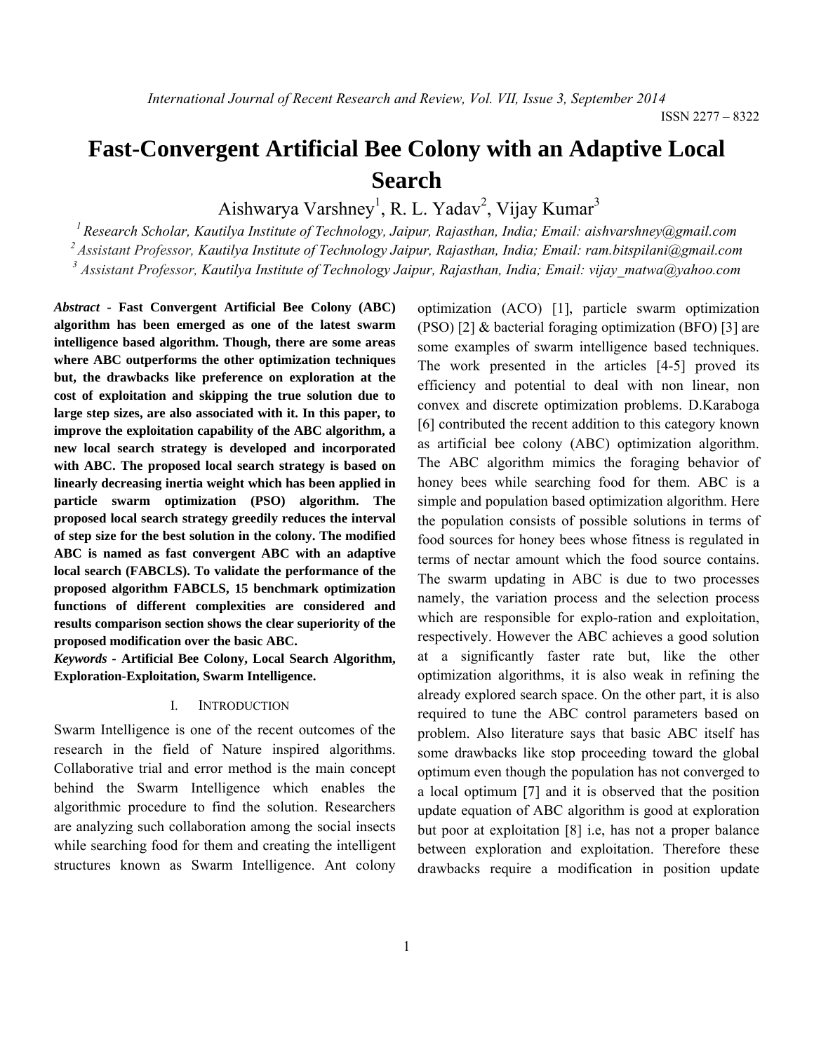# Fast-Convergent Artificial Bee Colony with an Adaptive Local Search

Aishwarya Varshney[1], R. L. Yadav[2], Vijay Kumar[3]

[1] *Research Scholar, Kautilya Institute of Technology, Jaipur, Rajasthan, India; Email: aishvarshney@gmail.com*
[2] *Assistant Professor, Kautilya Institute of Technology Jaipur, Rajasthan, India; Email: ram.bitspilani@gmail.com*
[3] *Assistant Professor, Kautilya Institute of Technology Jaipur, Rajasthan, India; Email: vijay_matwa@yahoo.com*

***Abstract* - Fast Convergent Artificial Bee Colony (ABC) algorithm has been emerged as one of the latest swarm intelligence based algorithm. Though, there are some areas where ABC outperforms the other optimization techniques but, the drawbacks like preference on exploration at the cost of exploitation and skipping the true solution due to large step sizes, are also associated with it. In this paper, to improve the exploitation capability of the ABC algorithm, a new local search strategy is developed and incorporated with ABC. The proposed local search strategy is based on linearly decreasing inertia weight which has been applied in particle swarm optimization (PSO) algorithm. The proposed local search strategy greedily reduces the interval of step size for the best solution in the colony. The modified ABC is named as fast convergent ABC with an adaptive local search (FABCLS). To validate the performance of the proposed algorithm FABCLS, 15 benchmark optimization functions of different complexities are considered and results comparison section shows the clear superiority of the proposed modification over the basic ABC.**

***Keywords* - Artificial Bee Colony, Local Search Algorithm, Exploration-Exploitation, Swarm Intelligence.**

## I. Introduction

Swarm Intelligence is one of the recent outcomes of the research in the field of Nature inspired algorithms. Collaborative trial and error method is the main concept behind the Swarm Intelligence which enables the algorithmic procedure to find the solution. Researchers are analyzing such collaboration among the social insects while searching food for them and creating the intelligent structures known as Swarm Intelligence. Ant colony optimization (ACO) [1], particle swarm optimization (PSO) [2] & bacterial foraging optimization (BFO) [3] are some examples of swarm intelligence based techniques. The work presented in the articles [4-5] proved its efficiency and potential to deal with non linear, non convex and discrete optimization problems. D.Karaboga [6] contributed the recent addition to this category known as artificial bee colony (ABC) optimization algorithm. The ABC algorithm mimics the foraging behavior of honey bees while searching food for them. ABC is a simple and population based optimization algorithm. Here the population consists of possible solutions in terms of food sources for honey bees whose fitness is regulated in terms of nectar amount which the food source contains. The swarm updating in ABC is due to two processes namely, the variation process and the selection process which are responsible for explo-ration and exploitation, respectively. However the ABC achieves a good solution at a significantly faster rate but, like the other optimization algorithms, it is also weak in refining the already explored search space. On the other part, it is also required to tune the ABC control parameters based on problem. Also literature says that basic ABC itself has some drawbacks like stop proceeding toward the global optimum even though the population has not converged to a local optimum [7] and it is observed that the position update equation of ABC algorithm is good at exploration but poor at exploitation [8] i.e, has not a proper balance between exploration and exploitation. Therefore these drawbacks require a modification in position update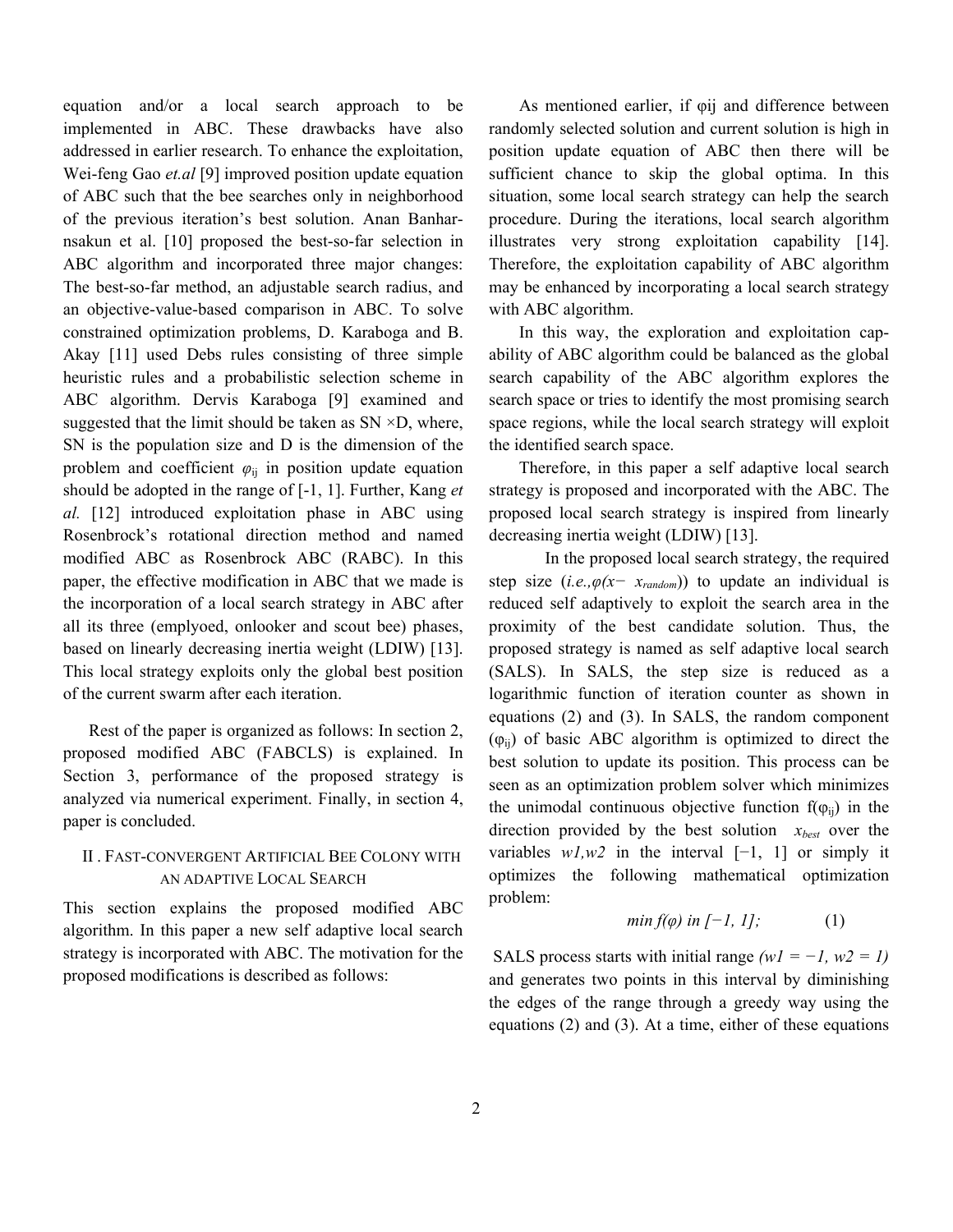equation and/or a local search approach to be implemented in ABC. These drawbacks have also addressed in earlier research. To enhance the exploitation, Wei-feng Gao *et.al* [9] improved position update equation of ABC such that the bee searches only in neighborhood of the previous iteration's best solution. Anan Banhar-nsakun et al. [10] proposed the best-so-far selection in ABC algorithm and incorporated three major changes: The best-so-far method, an adjustable search radius, and an objective-value-based comparison in ABC. To solve constrained optimization problems, D. Karaboga and B. Akay [11] used Debs rules consisting of three simple heuristic rules and a probabilistic selection scheme in ABC algorithm. Dervis Karaboga [9] examined and suggested that the limit should be taken as SN ×D, where, SN is the population size and D is the dimension of the problem and coefficient $\varphi_{ij}$ in position update equation should be adopted in the range of [-1, 1]. Further, Kang *et al.* [12] introduced exploitation phase in ABC using Rosenbrock's rotational direction method and named modified ABC as Rosenbrock ABC (RABC). In this paper, the effective modification in ABC that we made is the incorporation of a local search strategy in ABC after all its three (emplyoed, onlooker and scout bee) phases, based on linearly decreasing inertia weight (LDIW) [13]. This local strategy exploits only the global best position of the current swarm after each iteration.

Rest of the paper is organized as follows: In section 2, proposed modified ABC (FABCLS) is explained. In Section 3, performance of the proposed strategy is analyzed via numerical experiment. Finally, in section 4, paper is concluded.

## II . Fast-convergent Artificial Bee Colony with an adaptive Local Search

This section explains the proposed modified ABC algorithm. In this paper a new self adaptive local search strategy is incorporated with ABC. The motivation for the proposed modifications is described as follows:

As mentioned earlier, if φij and difference between randomly selected solution and current solution is high in position update equation of ABC then there will be sufficient chance to skip the global optima. In this situation, some local search strategy can help the search procedure. During the iterations, local search algorithm illustrates very strong exploitation capability [14]. Therefore, the exploitation capability of ABC algorithm may be enhanced by incorporating a local search strategy with ABC algorithm.

In this way, the exploration and exploitation capability of ABC algorithm could be balanced as the global search capability of the ABC algorithm explores the search space or tries to identify the most promising search space regions, while the local search strategy will exploit the identified search space.

Therefore, in this paper a self adaptive local search strategy is proposed and incorporated with the ABC. The proposed local search strategy is inspired from linearly decreasing inertia weight (LDIW) [13].

In the proposed local search strategy, the required step size (*i.e.,*$\varphi(x - x_{random})$) to update an individual is reduced self adaptively to exploit the search area in the proximity of the best candidate solution. Thus, the proposed strategy is named as self adaptive local search (SALS). In SALS, the step size is reduced as a logarithmic function of iteration counter as shown in equations (2) and (3). In SALS, the random component ($\varphi_{ij}$) of basic ABC algorithm is optimized to direct the best solution to update its position. This process can be seen as an optimization problem solver which minimizes the unimodal continuous objective function $f(\varphi_{ij})$ in the direction provided by the best solution $x_{best}$ over the variables $w1, w2$ in the interval [−1, 1] or simply it optimizes the following mathematical optimization problem:

$$\min f(\varphi) \text{ in } [-1, 1]; \qquad (1)$$

SALS process starts with initial range ($w1 = -1, w2 = 1$) and generates two points in this interval by diminishing the edges of the range through a greedy way using the equations (2) and (3). At a time, either of these equations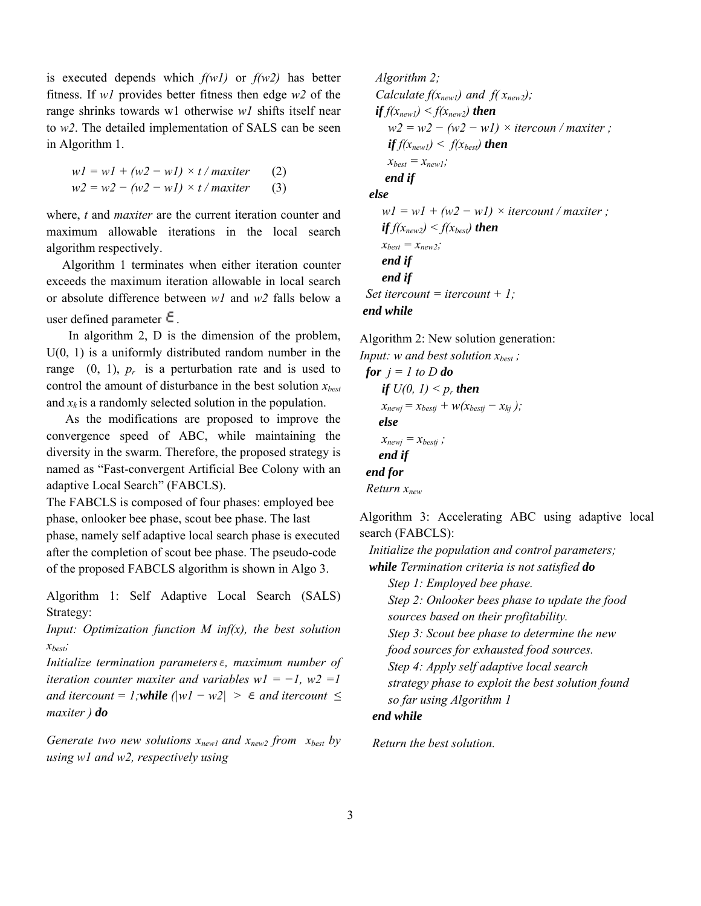is executed depends which $f(w1)$ or $f(w2)$ has better fitness. If $w1$ provides better fitness then edge $w2$ of the range shrinks towards w1 otherwise $w1$ shifts itself near to $w2$. The detailed implementation of SALS can be seen in Algorithm 1.

$$w1 = w1 + (w2 - w1) \times t / maxiter \quad (2)$$

$$w2 = w2 - (w2 - w1) \times t / maxiter \quad (3)$$

where, $t$ and $maxiter$ are the current iteration counter and maximum allowable iterations in the local search algorithm respectively.

Algorithm 1 terminates when either iteration counter exceeds the maximum iteration allowable in local search or absolute difference between $w1$ and $w2$ falls below a user defined parameter $\varepsilon$.

In algorithm 2, D is the dimension of the problem, U(0, 1) is a uniformly distributed random number in the range (0, 1), $p_r$ is a perturbation rate and is used to control the amount of disturbance in the best solution $x_{best}$ and $x_k$ is a randomly selected solution in the population.

As the modifications are proposed to improve the convergence speed of ABC, while maintaining the diversity in the swarm. Therefore, the proposed strategy is named as "Fast-convergent Artificial Bee Colony with an adaptive Local Search" (FABCLS).

The FABCLS is composed of four phases: employed bee phase, onlooker bee phase, scout bee phase. The last phase, namely self adaptive local search phase is executed after the completion of scout bee phase. The pseudo-code of the proposed FABCLS algorithm is shown in Algo 3.

Algorithm 1: Self Adaptive Local Search (SALS) Strategy:

*Input: Optimization function M inf(x), the best solution* $x_{best}$;

*Initialize termination parameters* $\varepsilon$, *maximum number of iteration counter maxiter and variables* $w1 = -1$, $w2 = 1$ *and* $itercount = 1$; ***while*** $(|w1 - w2| > \varepsilon$ *and* $itercount \le maxiter)$ ***do***

*Generate two new solutions* $x_{new1}$ *and* $x_{new2}$ *from* $x_{best}$ *by using w1 and w2, respectively using*

*Algorithm 2;*

*Calculate* $f(x_{new1})$ *and* $f(x_{new2})$;

***if*** $f(x_{new1}) < f(x_{new2})$ ***then***

$w2 = w2 - (w2 - w1) \times itercoun / maxiter$ ;

***if*** $f(x_{new1}) < f(x_{best})$ ***then***

$x_{best} = x_{new1}$;

***end if***

***else***

$w1 = w1 + (w2 - w1) \times itercount / maxiter$ ;

***if*** $f(x_{new2}) < f(x_{best})$ ***then***

$x_{best} = x_{new2}$;

***end if***

***end if***

*Set* $itercount = itercount + 1$;

***end while***

Algorithm 2: New solution generation:

*Input: w and best solution* $x_{best}$ ;

***for*** $j = 1$ *to D* ***do***

***if*** $U(0, 1) < p_r$ ***then***

$x_{newj} = x_{bestj} + w(x_{bestj} - x_{kj})$;

***else***

$x_{newj} = x_{bestj}$ ;

***end if***

***end for***

*Return* $x_{new}$

Algorithm 3: Accelerating ABC using adaptive local search (FABCLS):

*Initialize the population and control parameters;*

***while*** *Termination criteria is not satisfied* ***do***

*Step 1: Employed bee phase.*

*Step 2: Onlooker bees phase to update the food sources based on their profitability.*

*Step 3: Scout bee phase to determine the new food sources for exhausted food sources.*

*Step 4: Apply self adaptive local search strategy phase to exploit the best solution found so far using Algorithm 1*

***end while***

*Return the best solution.*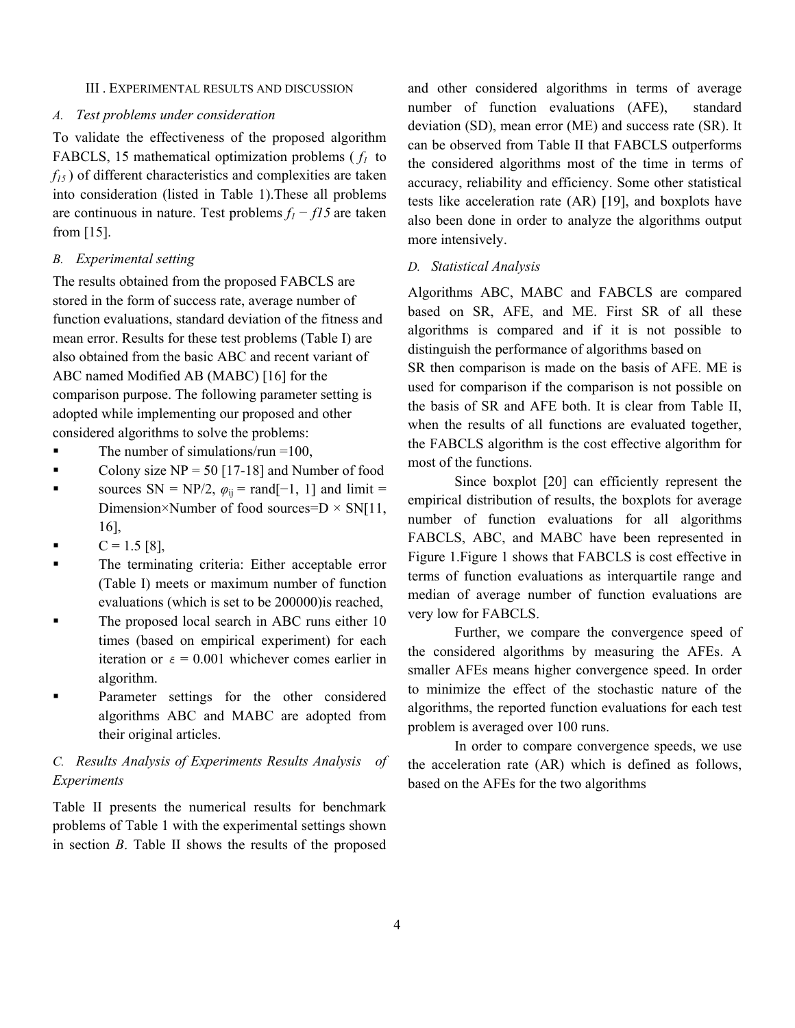## III . Experimental results and discussion

### *A. Test problems under consideration*

To validate the effectiveness of the proposed algorithm FABCLS, 15 mathematical optimization problems ( $f_1$ to $f_{15}$ ) of different characteristics and complexities are taken into consideration (listed in Table 1).These all problems are continuous in nature. Test problems $f_1 - f15$ are taken from [15].

### *B. Experimental setting*

The results obtained from the proposed FABCLS are stored in the form of success rate, average number of function evaluations, standard deviation of the fitness and mean error. Results for these test problems (Table I) are also obtained from the basic ABC and recent variant of ABC named Modified AB (MABC) [16] for the comparison purpose. The following parameter setting is adopted while implementing our proposed and other considered algorithms to solve the problems:

- The number of simulations/run =100,
- Colony size NP = 50 [17-18] and Number of food
- sources SN = NP/2, $\varphi_{ij}$ = rand[−1, 1] and limit = Dimension×Number of food sources=D × SN[11, 16],
- C = 1.5 [8],
- The terminating criteria: Either acceptable error (Table I) meets or maximum number of function evaluations (which is set to be 200000)is reached,
- The proposed local search in ABC runs either 10 times (based on empirical experiment) for each iteration or $\varepsilon$ = 0.001 whichever comes earlier in algorithm.
- Parameter settings for the other considered algorithms ABC and MABC are adopted from their original articles.

### *C. Results Analysis of Experiments Results Analysis of Experiments*

Table II presents the numerical results for benchmark problems of Table 1 with the experimental settings shown in section *B*. Table II shows the results of the proposed and other considered algorithms in terms of average number of function evaluations (AFE), standard deviation (SD), mean error (ME) and success rate (SR). It can be observed from Table II that FABCLS outperforms the considered algorithms most of the time in terms of accuracy, reliability and efficiency. Some other statistical tests like acceleration rate (AR) [19], and boxplots have also been done in order to analyze the algorithms output more intensively.

### *D. Statistical Analysis*

Algorithms ABC, MABC and FABCLS are compared based on SR, AFE, and ME. First SR of all these algorithms is compared and if it is not possible to distinguish the performance of algorithms based on SR then comparison is made on the basis of AFE. ME is used for comparison if the comparison is not possible on the basis of SR and AFE both. It is clear from Table II, when the results of all functions are evaluated together, the FABCLS algorithm is the cost effective algorithm for most of the functions.

Since boxplot [20] can efficiently represent the empirical distribution of results, the boxplots for average number of function evaluations for all algorithms FABCLS, ABC, and MABC have been represented in Figure 1.Figure 1 shows that FABCLS is cost effective in terms of function evaluations as interquartile range and median of average number of function evaluations are very low for FABCLS.

Further, we compare the convergence speed of the considered algorithms by measuring the AFEs. A smaller AFEs means higher convergence speed. In order to minimize the effect of the stochastic nature of the algorithms, the reported function evaluations for each test problem is averaged over 100 runs.

In order to compare convergence speeds, we use the acceleration rate (AR) which is defined as follows, based on the AFEs for the two algorithms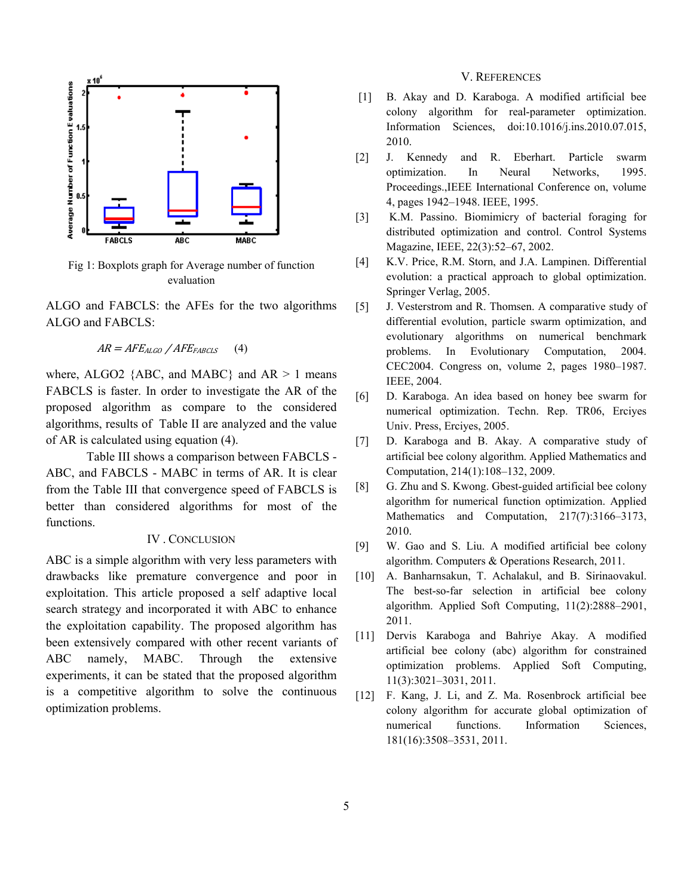Fig 1: Boxplots graph for Average number of function evaluation

ALGO and FABCLS: the AFEs for the two algorithms ALGO and FABCLS:

$$AR = AFE_{ALGO} \,/\, AFE_{FABCLS} \qquad (4)$$

where, ALGO2 {ABC, and MABC} and AR > 1 means FABCLS is faster. In order to investigate the AR of the proposed algorithm as compare to the considered algorithms, results of Table II are analyzed and the value of AR is calculated using equation (4).

Table III shows a comparison between FABCLS - ABC, and FABCLS - MABC in terms of AR. It is clear from the Table III that convergence speed of FABCLS is better than considered algorithms for most of the functions.

## IV . CONCLUSION

ABC is a simple algorithm with very less parameters with drawbacks like premature convergence and poor in exploitation. This article proposed a self adaptive local search strategy and incorporated it with ABC to enhance the exploitation capability. The proposed algorithm has been extensively compared with other recent variants of ABC namely, MABC. Through the extensive experiments, it can be stated that the proposed algorithm is a competitive algorithm to solve the continuous optimization problems.

## V. REFERENCES

[1] B. Akay and D. Karaboga. A modified artificial bee colony algorithm for real-parameter optimization. Information Sciences, doi:10.1016/j.ins.2010.07.015, 2010.

[2] J. Kennedy and R. Eberhart. Particle swarm optimization. In Neural Networks, 1995. Proceedings.,IEEE International Conference on, volume 4, pages 1942–1948. IEEE, 1995.

[3] K.M. Passino. Biomimicry of bacterial foraging for distributed optimization and control. Control Systems Magazine, IEEE, 22(3):52–67, 2002.

[4] K.V. Price, R.M. Storn, and J.A. Lampinen. Differential evolution: a practical approach to global optimization. Springer Verlag, 2005.

[5] J. Vesterstrom and R. Thomsen. A comparative study of differential evolution, particle swarm optimization, and evolutionary algorithms on numerical benchmark problems. In Evolutionary Computation, 2004. CEC2004. Congress on, volume 2, pages 1980–1987. IEEE, 2004.

[6] D. Karaboga. An idea based on honey bee swarm for numerical optimization. Techn. Rep. TR06, Erciyes Univ. Press, Erciyes, 2005.

[7] D. Karaboga and B. Akay. A comparative study of artificial bee colony algorithm. Applied Mathematics and Computation, 214(1):108–132, 2009.

[8] G. Zhu and S. Kwong. Gbest-guided artificial bee colony algorithm for numerical function optimization. Applied Mathematics and Computation, 217(7):3166–3173, 2010.

[9] W. Gao and S. Liu. A modified artificial bee colony algorithm. Computers & Operations Research, 2011.

[10] A. Banharnsakun, T. Achalakul, and B. Sirinaovakul. The best-so-far selection in artificial bee colony algorithm. Applied Soft Computing, 11(2):2888–2901, 2011.

[11] Dervis Karaboga and Bahriye Akay. A modified artificial bee colony (abc) algorithm for constrained optimization problems. Applied Soft Computing, 11(3):3021–3031, 2011.

[12] F. Kang, J. Li, and Z. Ma. Rosenbrock artificial bee colony algorithm for accurate global optimization of numerical functions. Information Sciences, 181(16):3508–3531, 2011.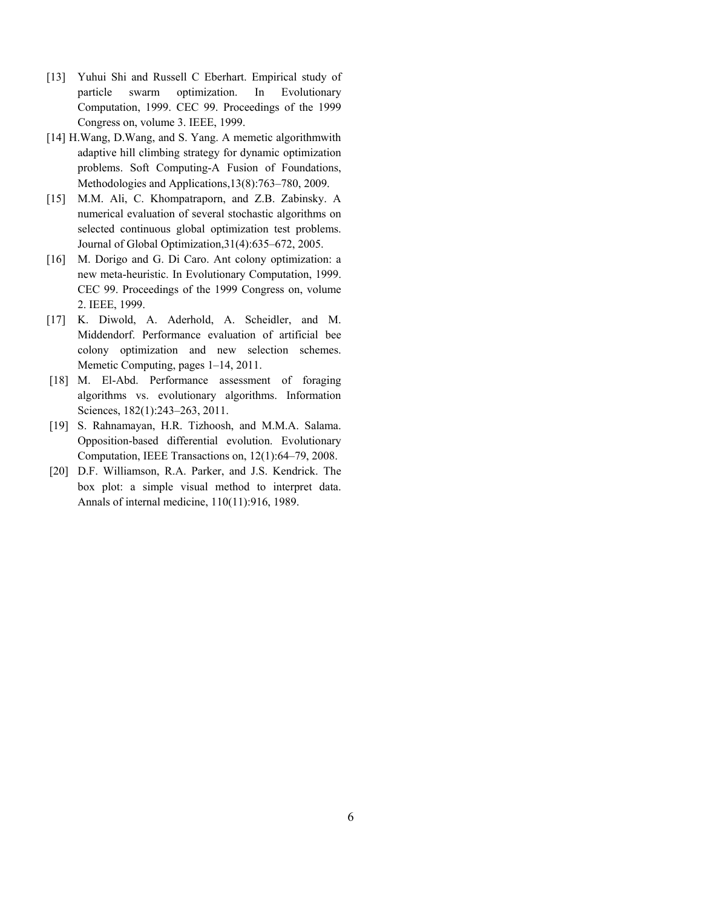[13] Yuhui Shi and Russell C Eberhart. Empirical study of particle swarm optimization. In Evolutionary Computation, 1999. CEC 99. Proceedings of the 1999 Congress on, volume 3. IEEE, 1999.

[14] H.Wang, D.Wang, and S. Yang. A memetic algorithmwith adaptive hill climbing strategy for dynamic optimization problems. Soft Computing-A Fusion of Foundations, Methodologies and Applications,13(8):763–780, 2009.

[15] M.M. Ali, C. Khompatraporn, and Z.B. Zabinsky. A numerical evaluation of several stochastic algorithms on selected continuous global optimization test problems. Journal of Global Optimization,31(4):635–672, 2005.

[16] M. Dorigo and G. Di Caro. Ant colony optimization: a new meta-heuristic. In Evolutionary Computation, 1999. CEC 99. Proceedings of the 1999 Congress on, volume 2. IEEE, 1999.

[17] K. Diwold, A. Aderhold, A. Scheidler, and M. Middendorf. Performance evaluation of artificial bee colony optimization and new selection schemes. Memetic Computing, pages 1–14, 2011.

[18] M. El-Abd. Performance assessment of foraging algorithms vs. evolutionary algorithms. Information Sciences, 182(1):243–263, 2011.

[19] S. Rahnamayan, H.R. Tizhoosh, and M.M.A. Salama. Opposition-based differential evolution. Evolutionary Computation, IEEE Transactions on, 12(1):64–79, 2008.

[20] D.F. Williamson, R.A. Parker, and J.S. Kendrick. The box plot: a simple visual method to interpret data. Annals of internal medicine, 110(11):916, 1989.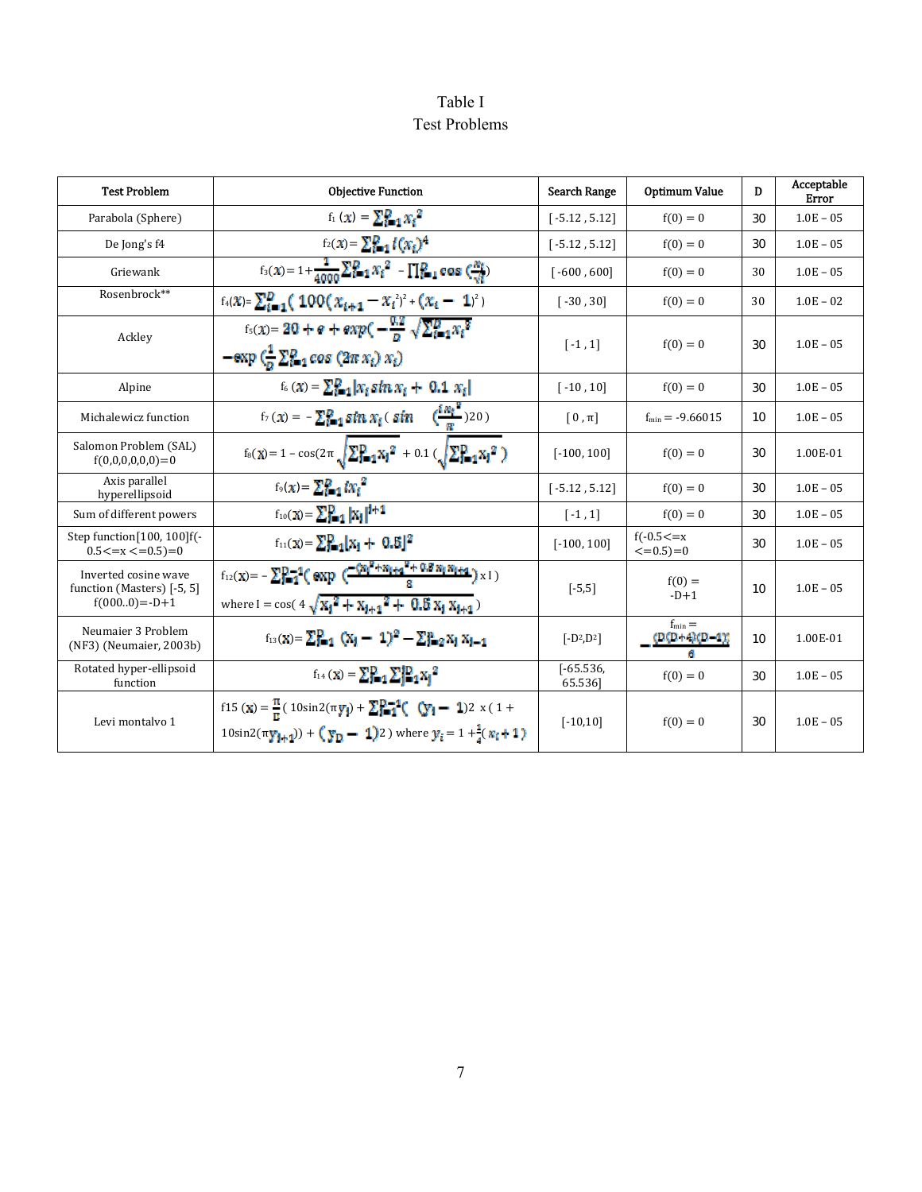Table I
Test Problems

| Test Problem | Objective Function | Search Range | Optimum Value | D | Acceptable Error |
|---|---|---|---|---|---|
| Parabola (Sphere) | $f_1(x) = \sum_{i=1}^{D} x_i^2$ | [-5.12 , 5.12] | f(0) = 0 | 30 | 1.0E – 05 |
| De Jong's f4 | $f_2(x) = \sum_{i=1}^{D} i(x_i)^4$ | [-5.12 , 5.12] | f(0) = 0 | 30 | 1.0E – 05 |
| Griewank | $f_3(x) = 1 + \frac{1}{4000}\sum_{i=1}^{D} x_i^2 - \prod_{i=1}^{D} \cos\left(\frac{x_i}{\sqrt{i}}\right)$ | [-600 , 600] | f(0) = 0 | 30 | 1.0E – 05 |
| Rosenbrock** | $f_4(x) = \sum_{i=1}^{D} \left(100(x_{i+1} - x_i^2)^2 + (x_i - 1)^2\right)$ | [-30 , 30] | f(0) = 0 | 30 | 1.0E – 02 |
| Ackley | $f_5(x) = 20 + e + exp\left(-\frac{0.2}{D}\sqrt{\sum_{i=1}^{D} x_i^3}\right) - exp\left(\frac{1}{D}\sum_{i=1}^{D} \cos(2\pi x_i)\, x_i\right)$ | [-1 , 1] | f(0) = 0 | 30 | 1.0E – 05 |
| Alpine | $f_6(x) = \sum_{i=1}^{D} \lvert x_i \sin x_i + 0.1\, x_i \rvert$ | [-10 , 10] | f(0) = 0 | 30 | 1.0E – 05 |
| Michalewicz function | $f_7(x) = -\sum_{i=1}^{D} \sin x_i \left(\sin\left(\frac{i x_i^2}{\pi}\right)^{20}\right)$ | [0 , π] | $f_{min}$ = -9.66015 | 10 | 1.0E – 05 |
| Salomon Problem (SAL) f(0,0,0,0,0,0)=0 | $f_8(x) = 1 - \cos\left(2\pi\sqrt{\sum_{i=1}^{D} x_i^2}\right) + 0.1\left(\sqrt{\sum_{i=1}^{D} x_i^2}\right)$ | [-100, 100] | f(0) = 0 | 30 | 1.00E-01 |
| Axis parallel hyperellipsoid | $f_9(x) = \sum_{i=1}^{D} i x_i^2$ | [-5.12 , 5.12] | f(0) = 0 | 30 | 1.0E – 05 |
| Sum of different powers | $f_{10}(x) = \sum_{i=1}^{D} \lvert x_i \rvert^{i+1}$ | [-1 , 1] | f(0) = 0 | 30 | 1.0E – 05 |
| Step function[100, 100]f(-0.5<=x <=0.5)=0 | $f_{11}(x) = \sum_{i=1}^{D} \lfloor x_i + 0.5 \rfloor^2$ | [-100, 100] | f(-0.5<=x <=0.5)=0 | 30 | 1.0E – 05 |
| Inverted cosine wave function (Masters) [-5, 5] f(000..0)=-D+1 | $f_{12}(x) = -\sum_{i=1}^{D-1}\left(\exp\left(\frac{-(x_i^2 + x_{i+1}^2 + 0.5 x_i x_{i+1})}{8}\right) \times I\right)$ where $I = \cos\left(4\sqrt{x_i^2 + x_{i+1}^2 + 0.5 x_i x_{i+1}}\right)$ | [-5,5] | f(0) = -D+1 | 10 | 1.0E – 05 |
| Neumaier 3 Problem (NF3) (Neumaier, 2003b) | $f_{13}(x) = \sum_{i=1}^{D} (x_i - 1)^2 - \sum_{i=2}^{D} x_i x_{i-1}$ | $[-D^2, D^2]$ | $f_{min} = -\frac{D(D+4)(D-1)}{6}$ | 10 | 1.00E-01 |
| Rotated hyper-ellipsoid function | $f_{14}(x) = \sum_{i=1}^{D} \sum_{j=1}^{i} x_j^2$ | [-65.536, 65.536] | f(0) = 0 | 30 | 1.0E – 05 |
| Levi montalvo 1 | $f_{15}(x) = \frac{\pi}{D}\left(10\sin^2(\pi y_1) + \sum_{i=1}^{D-1}(y_i - 1)^2 \times (1 + 10\sin^2(\pi y_{i+1})) + (y_D - 1)^2\right)$ where $y_i = 1 + \frac{1}{4}(x_i + 1)$ | [-10,10] | f(0) = 0 | 30 | 1.0E – 05 |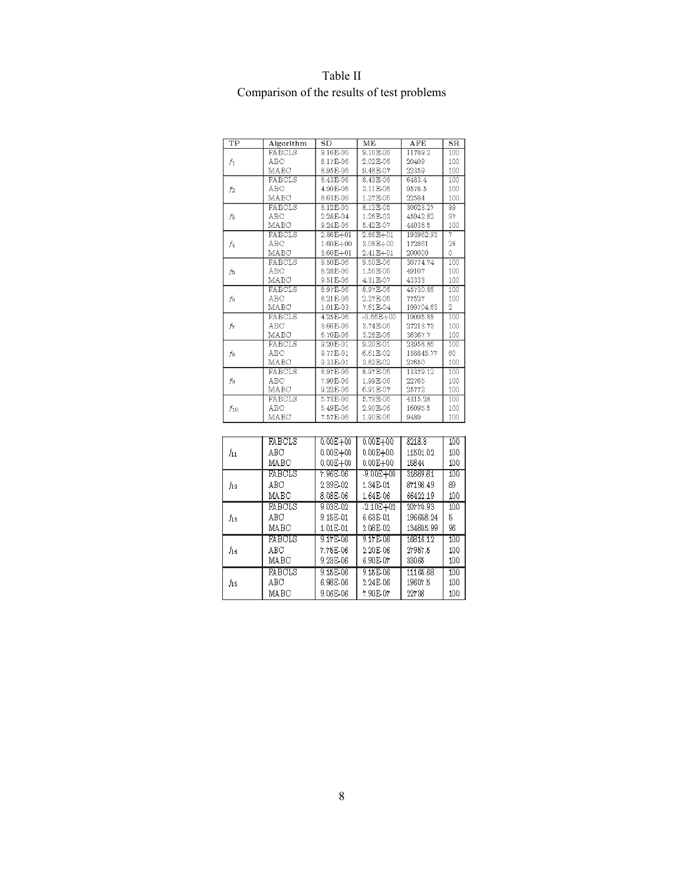Table II
Comparison of the results of test problems

| TP | Algorithm | SD | ME | AFE | SR |
|---|---|---|---|---|---|
| $f_1$ | FABCLS | 9.16E-06 | 9.16E-06 | 11789.2 | 100 |
| | ABC | 8.17E-06 | 2.02E-06 | 20409 | 100 |
| | MABC | 8.95E-06 | 9.48E-07 | 22359 | 100 |
| $f_2$ | FABCLS | 8.43E-06 | 8.43E-06 | 6483.4 | 100 |
| | ABC | 4.90E-06 | 3.11E-06 | 9578.5 | 100 |
| | MABC | 8.68E-06 | 1.27E-06 | 22584 | 100 |
| $f_3$ | FABCLS | 8.12E-05 | 8.12E-05 | 30623.27 | 99 |
| | ABC | 2.28E-04 | 1.26E-03 | 45942.82 | 97 |
| | MABC | 9.24E-06 | 5.42E-07 | 44038.5 | 100 |
| $f_4$ | FABCLS | 2.86E+01 | 2.86E+01 | 193962.93 | 7 |
| | ABC | 1.60E+00 | 3.08E+00 | 172861 | 28 |
| | MABC | 3.60E+01 | 2.41E+01 | 200000 | 0 |
| $f_5$ | FABCLS | 9.50E-06 | 9.50E-06 | 30774.74 | 100 |
| | ABC | 8.28E-06 | 1.56E-06 | 49107 | 100 |
| | MABC | 9.51E-06 | 4.31E-07 | 43333 | 100 |
| $f_6$ | FABCLS | 8.97E-06 | 8.97E-06 | 45730.86 | 100 |
| | ABC | 8.21E-06 | 2.27E-06 | 77527 | 100 |
| | MABC | 1.01E-03 | 7.61E-04 | 199704.63 | 2 |
| $f_7$ | FABCLS | 4.25E-06 | -9.66E+00 | 19098.88 | 100 |
| | ABC | 3.66E-06 | 3.74E-06 | 27213.73 | 100 |
| | MABC | 6.70E-06 | 3.28E-06 | 36367.7 | 100 |
| $f_8$ | FABCLS | 9.20E-01 | 9.20E-01 | 23958.86 | 100 |
| | ABC | 9.77E-01 | 6.61E-02 | 158845.77 | 60 |
| | MABC | 9.33E-01 | 3.82E-02 | 27650 | 100 |
| $f_9$ | FABCLS | 8.97E-06 | 8.97E-06 | 13379.12 | 100 |
| | ABC | 7.90E-06 | 1.99E-06 | 22765 | 100 |
| | MABC | 9.22E-06 | 6.91E-07 | 25772 | 100 |
| $f_{10}$ | FABCLS | 5.73E-06 | 5.73E-06 | 4315.28 | 100 |
| | ABC | 5.49E-06 | 2.90E-06 | 16095.5 | 100 |
| | MABC | 7.57E-06 | 1.90E-06 | 9489 | 100 |
| $f_{11}$ | FABCLS | 0.00E+00 | 0.00E+00 | 8218.3 | 100 |
| | ABC | 0.00E+00 | 0.00E+00 | 11501.02 | 100 |
| | MABC | 0.00E+00 | 0.00E+00 | 15844 | 100 |
| $f_{12}$ | FABCLS | 7.96E-06 | -9.00E+00 | 31889.81 | 100 |
| | ABC | 2.39E-02 | 1.34E-01 | 87198.49 | 89 |
| | MABC | 8.08E-06 | 1.64E-06 | 66422.19 | 100 |
| $f_{13}$ | FABCLS | 9.03E-02 | -2.10E+02 | 20770.93 | 100 |
| | ABC | 9.15E-01 | 6.63E-01 | 196658.24 | 5 |
| | MABC | 1.01E-01 | 2.08E-02 | 134805.99 | 96 |
| $f_{14}$ | FABCLS | 9.17E-06 | 9.17E-06 | 16816.12 | 100 |
| | ABC | 7.75E-06 | 2.20E-06 | 27957.5 | 100 |
| | MABC | 9.23E-06 | 6.90E-07 | 33065 | 100 |
| $f_{15}$ | FABCLS | 9.15E-06 | 9.15E-06 | 11165.68 | 100 |
| | ABC | 6.98E-06 | 2.24E-06 | 19607.5 | 100 |
| | MABC | 9.06E-06 | 7.90E-07 | 22738 | 100 |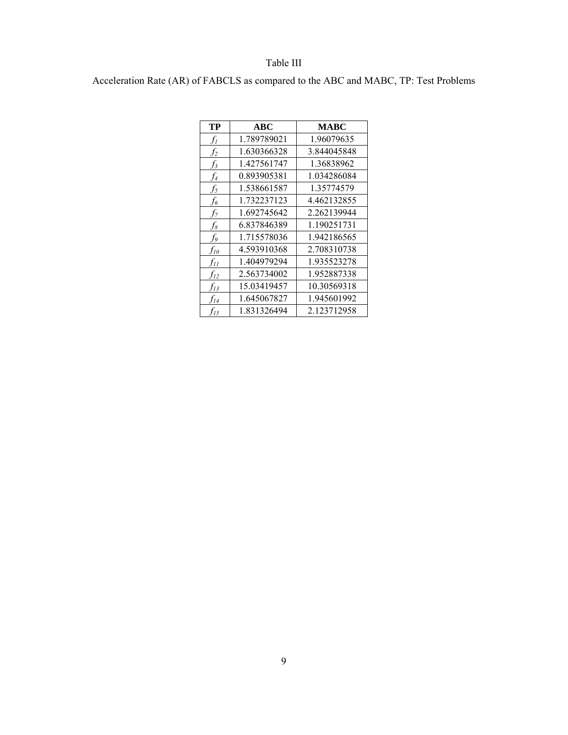Table III

Acceleration Rate (AR) of FABCLS as compared to the ABC and MABC, TP: Test Problems

| **TP** | **ABC** | **MABC** |
|---|---|---|
| $f_1$ | 1.789789021 | 1.96079635 |
| $f_2$ | 1.630366328 | 3.844045848 |
| $f_3$ | 1.427561747 | 1.36838962 |
| $f_4$ | 0.893905381 | 1.034286084 |
| $f_5$ | 1.538661587 | 1.35774579 |
| $f_6$ | 1.732237123 | 4.462132855 |
| $f_7$ | 1.692745642 | 2.262139944 |
| $f_8$ | 6.837846389 | 1.190251731 |
| $f_9$ | 1.715578036 | 1.942186565 |
| $f_{10}$ | 4.593910368 | 2.708310738 |
| $f_{11}$ | 1.404979294 | 1.935523278 |
| $f_{12}$ | 2.563734002 | 1.952887338 |
| $f_{13}$ | 15.03419457 | 10.30569318 |
| $f_{14}$ | 1.645067827 | 1.945601992 |
| $f_{15}$ | 1.831326494 | 2.123712958 |